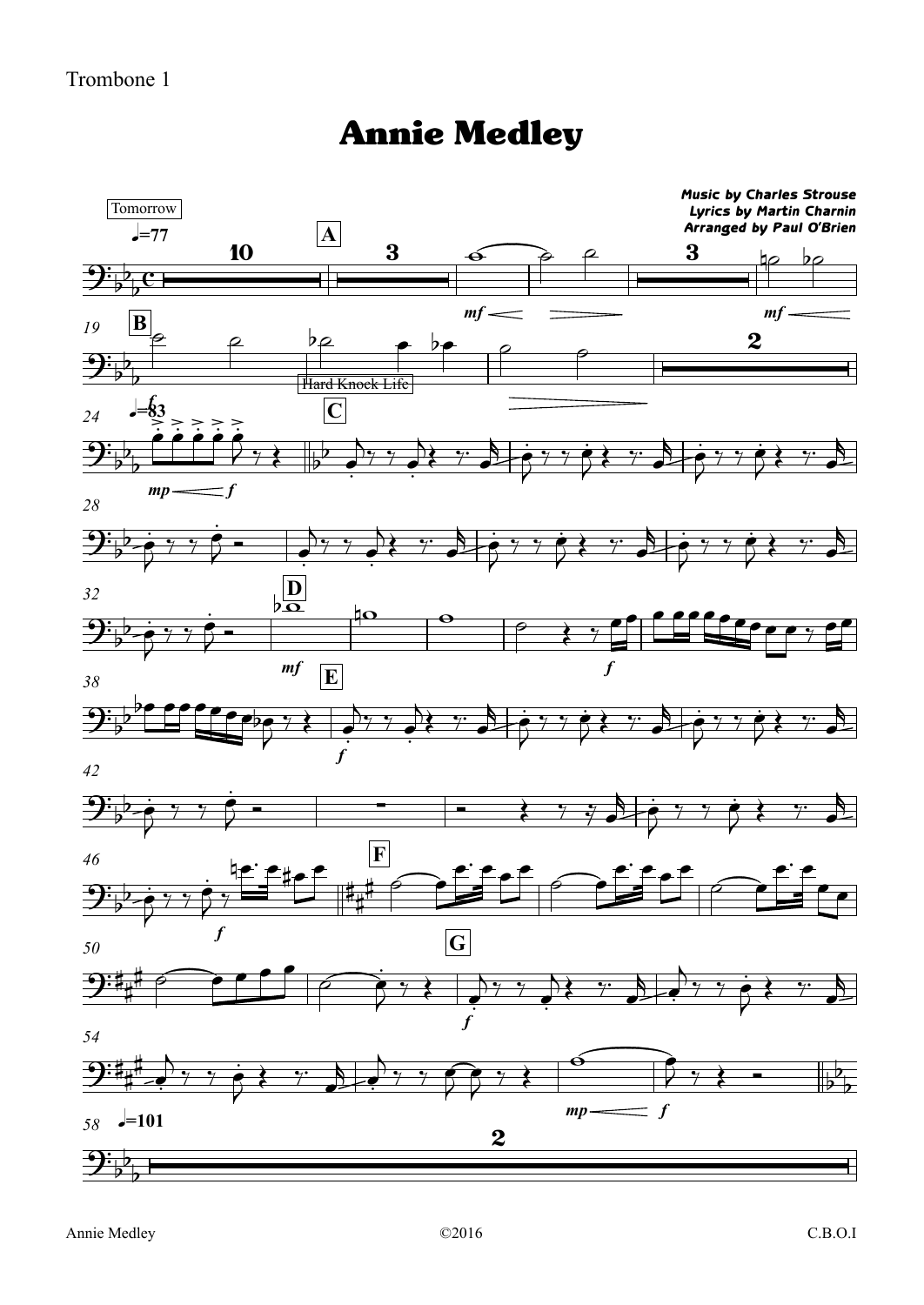Trombone 1

# Annie Medley

**Music by Charles Strouse**
**Lyrics by Martin Charnin**
**Arranged by Paul O'Brien**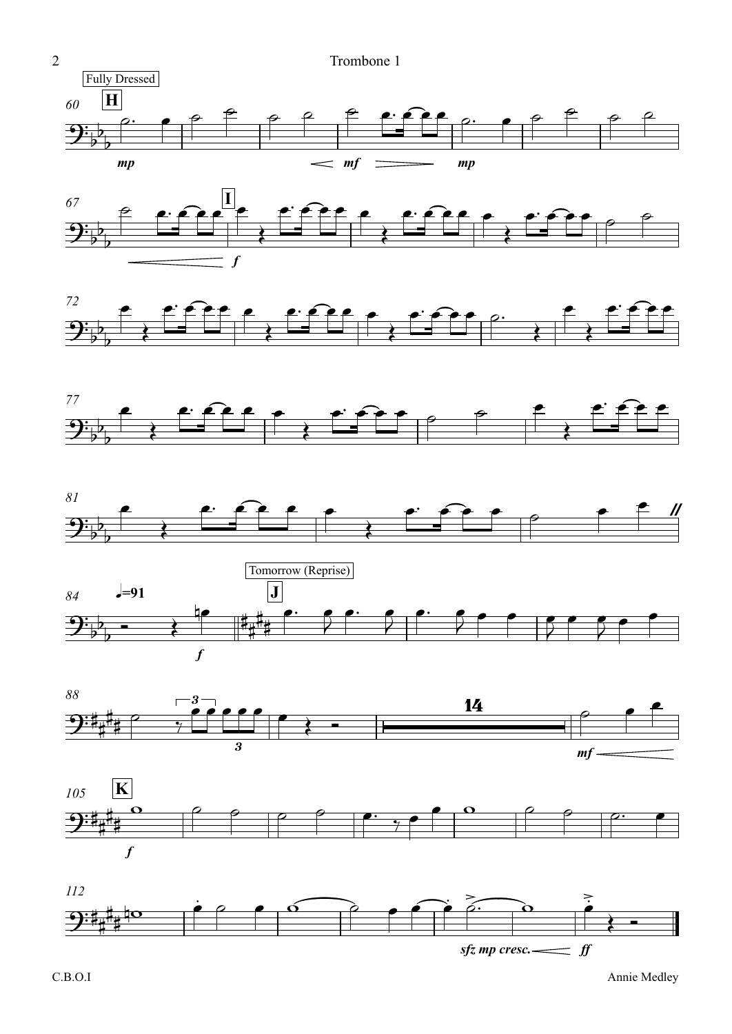Fully Dressed

H

mp

mf

mp

I

f

♩=91

Tomorrow (Reprise)

J

f

14

mf

K

f

sfz mp cresc.

ff